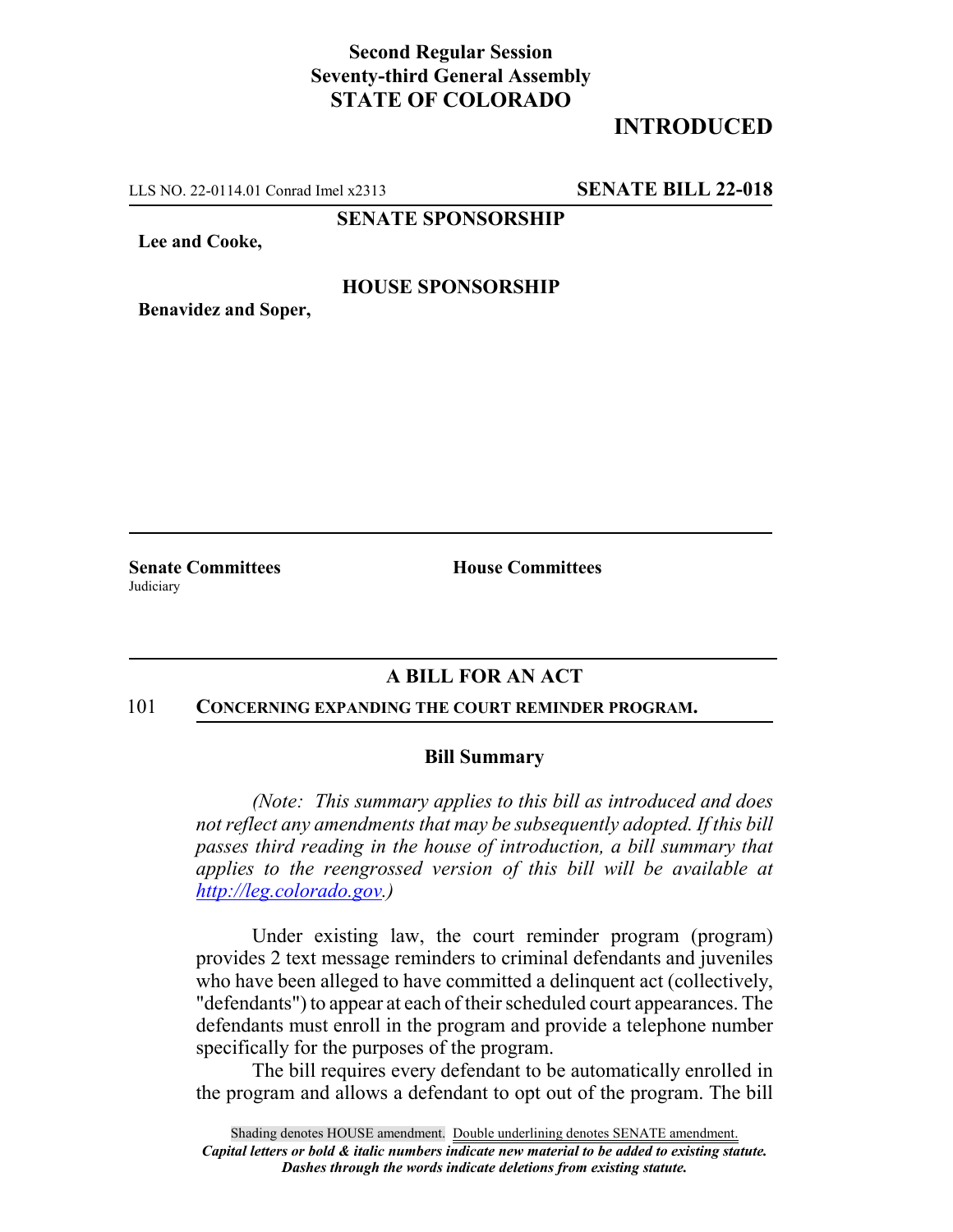**Second Regular Session**
**Seventy-third General Assembly**
**STATE OF COLORADO**

# INTRODUCED

LLS NO. 22-0114.01 Conrad Imel x2313 **SENATE BILL 22-018**

**SENATE SPONSORSHIP**

**Lee and Cooke,**

**HOUSE SPONSORSHIP**

**Benavidez and Soper,**

**Senate Committees**
Judiciary

**House Committees**

## A BILL FOR AN ACT

101 **CONCERNING EXPANDING THE COURT REMINDER PROGRAM.**

### Bill Summary

*(Note: This summary applies to this bill as introduced and does not reflect any amendments that may be subsequently adopted. If this bill passes third reading in the house of introduction, a bill summary that applies to the reengrossed version of this bill will be available at http://leg.colorado.gov.)*

Under existing law, the court reminder program (program) provides 2 text message reminders to criminal defendants and juveniles who have been alleged to have committed a delinquent act (collectively, "defendants") to appear at each of their scheduled court appearances. The defendants must enroll in the program and provide a telephone number specifically for the purposes of the program.

The bill requires every defendant to be automatically enrolled in the program and allows a defendant to opt out of the program. The bill

Shading denotes HOUSE amendment. Double underlining denotes SENATE amendment.
*Capital letters or bold & italic numbers indicate new material to be added to existing statute.*
*Dashes through the words indicate deletions from existing statute.*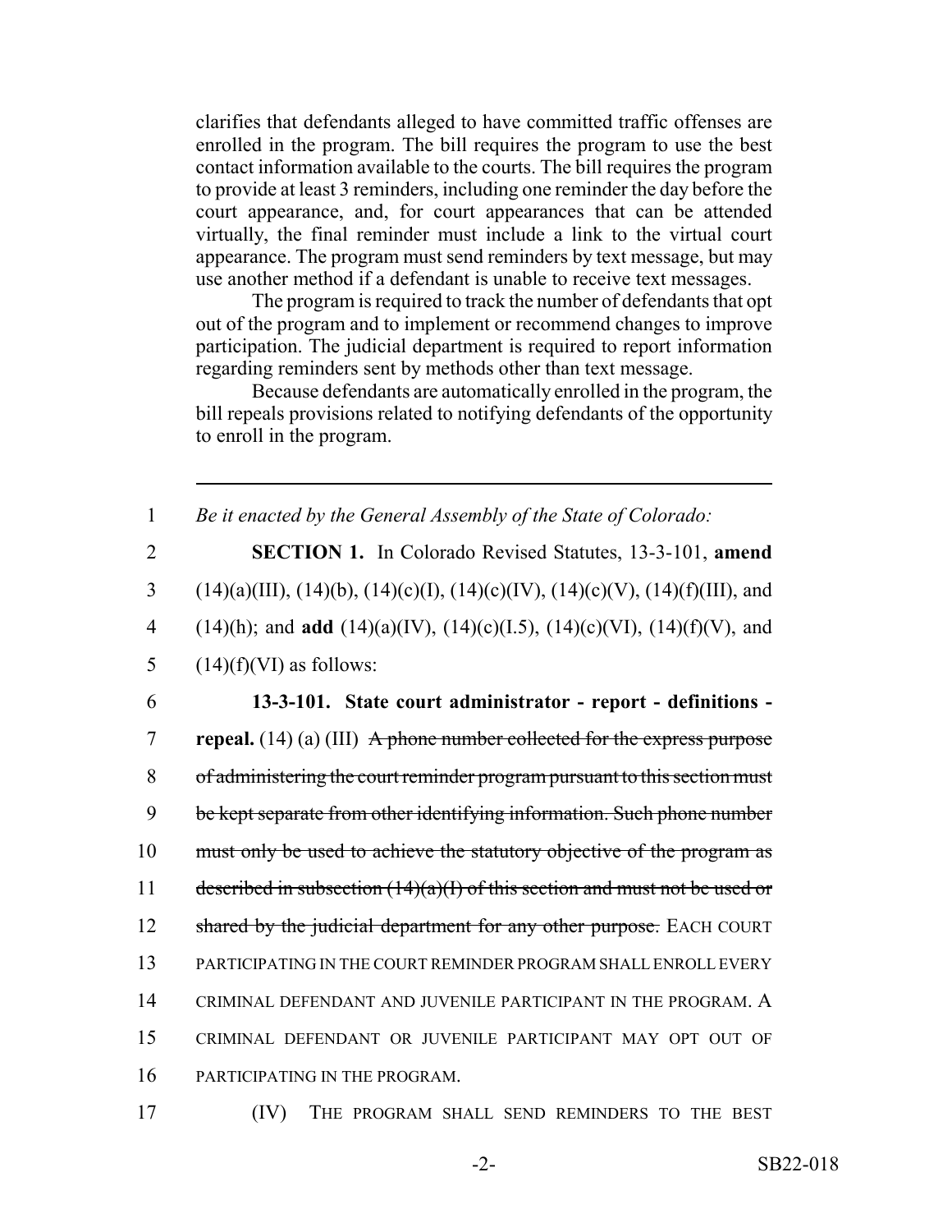clarifies that defendants alleged to have committed traffic offenses are enrolled in the program. The bill requires the program to use the best contact information available to the courts. The bill requires the program to provide at least 3 reminders, including one reminder the day before the court appearance, and, for court appearances that can be attended virtually, the final reminder must include a link to the virtual court appearance. The program must send reminders by text message, but may use another method if a defendant is unable to receive text messages.

The program is required to track the number of defendants that opt out of the program and to implement or recommend changes to improve participation. The judicial department is required to report information regarding reminders sent by methods other than text message.

Because defendants are automatically enrolled in the program, the bill repeals provisions related to notifying defendants of the opportunity to enroll in the program.

---

1 *Be it enacted by the General Assembly of the State of Colorado:*

2 **SECTION 1.** In Colorado Revised Statutes, 13-3-101, **amend**
3 (14)(a)(III), (14)(b), (14)(c)(I), (14)(c)(IV), (14)(c)(V), (14)(f)(III), and
4 (14)(h); and **add** (14)(a)(IV), (14)(c)(I.5), (14)(c)(VI), (14)(f)(V), and
5 (14)(f)(VI) as follows:

6 **13-3-101. State court administrator - report - definitions -**
7 **repeal.** (14) (a) (III) ~~A phone number collected for the express purpose~~
8 ~~of administering the court reminder program pursuant to this section must~~
9 ~~be kept separate from other identifying information. Such phone number~~
10 ~~must only be used to achieve the statutory objective of the program as~~
11 ~~described in subsection (14)(a)(I) of this section and must not be used or~~
12 ~~shared by the judicial department for any other purpose.~~ EACH COURT
13 PARTICIPATING IN THE COURT REMINDER PROGRAM SHALL ENROLL EVERY
14 CRIMINAL DEFENDANT AND JUVENILE PARTICIPANT IN THE PROGRAM. A
15 CRIMINAL DEFENDANT OR JUVENILE PARTICIPANT MAY OPT OUT OF
16 PARTICIPATING IN THE PROGRAM.

17 (IV) THE PROGRAM SHALL SEND REMINDERS TO THE BEST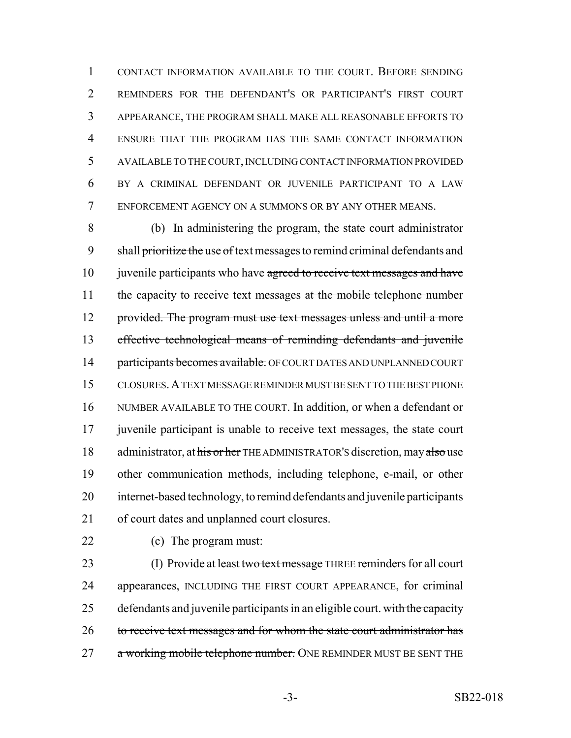CONTACT INFORMATION AVAILABLE TO THE COURT. BEFORE SENDING REMINDERS FOR THE DEFENDANT'S OR PARTICIPANT'S FIRST COURT APPEARANCE, THE PROGRAM SHALL MAKE ALL REASONABLE EFFORTS TO ENSURE THAT THE PROGRAM HAS THE SAME CONTACT INFORMATION AVAILABLE TO THE COURT, INCLUDING CONTACT INFORMATION PROVIDED BY A CRIMINAL DEFENDANT OR JUVENILE PARTICIPANT TO A LAW ENFORCEMENT AGENCY ON A SUMMONS OR BY ANY OTHER MEANS.

(b) In administering the program, the state court administrator shall ~~prioritize the~~ use ~~of~~ text messages to remind criminal defendants and juvenile participants who have ~~agreed to receive text messages and have~~ the capacity to receive text messages ~~at the mobile telephone number provided. The program must use text messages unless and until a more effective technological means of reminding defendants and juvenile participants becomes available.~~ OF COURT DATES AND UNPLANNED COURT CLOSURES. A TEXT MESSAGE REMINDER MUST BE SENT TO THE BEST PHONE NUMBER AVAILABLE TO THE COURT. In addition, or when a defendant or juvenile participant is unable to receive text messages, the state court administrator, at ~~his or her~~ THE ADMINISTRATOR'S discretion, may ~~also~~ use other communication methods, including telephone, e-mail, or other internet-based technology, to remind defendants and juvenile participants of court dates and unplanned court closures.

(c) The program must:

(I) Provide at least ~~two text message~~ THREE reminders for all court appearances, INCLUDING THE FIRST COURT APPEARANCE, for criminal defendants and juvenile participants in an eligible court. ~~with the capacity to receive text messages and for whom the state court administrator has a working mobile telephone number.~~ ONE REMINDER MUST BE SENT THE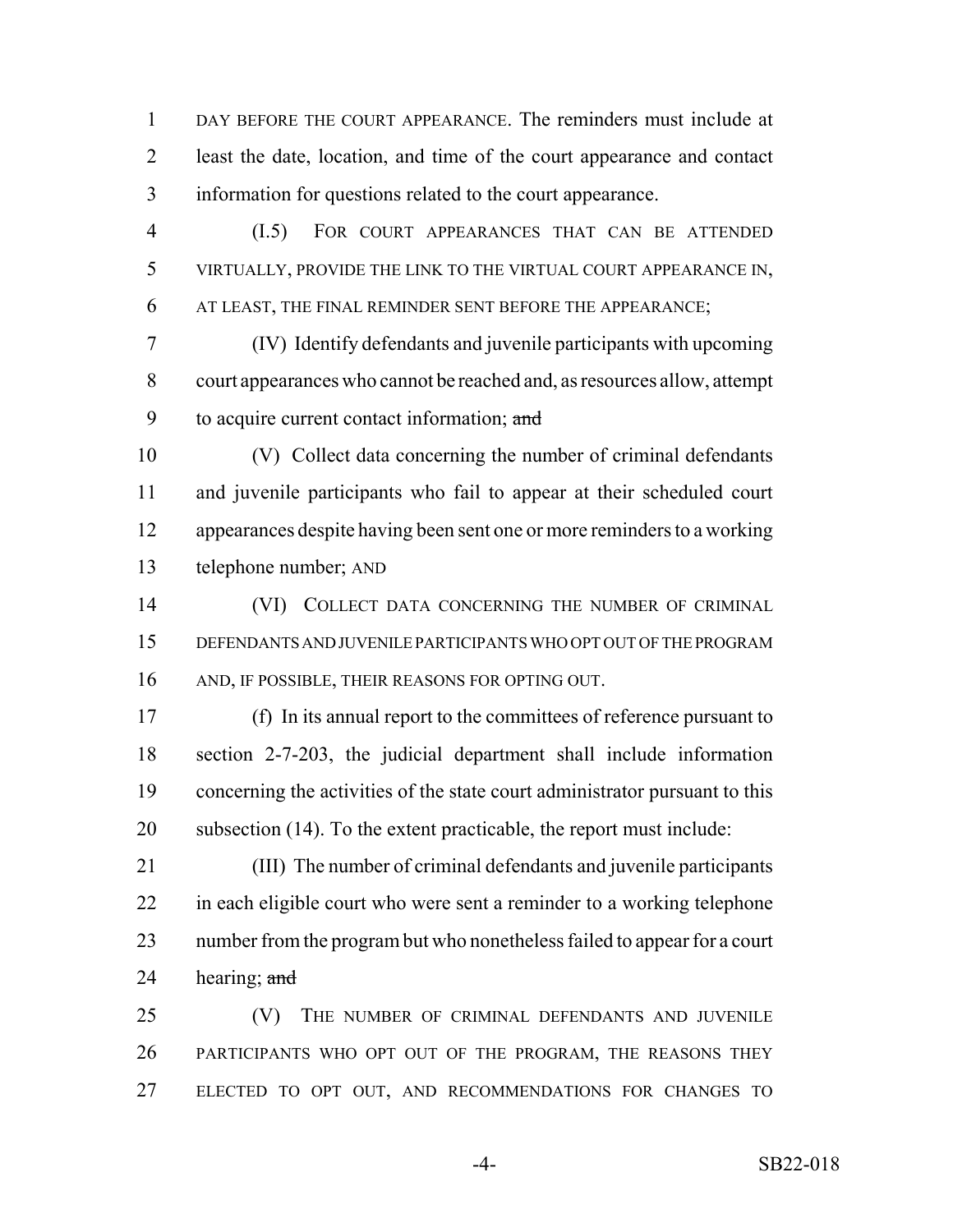DAY BEFORE THE COURT APPEARANCE. The reminders must include at least the date, location, and time of the court appearance and contact information for questions related to the court appearance.

(I.5) FOR COURT APPEARANCES THAT CAN BE ATTENDED VIRTUALLY, PROVIDE THE LINK TO THE VIRTUAL COURT APPEARANCE IN, AT LEAST, THE FINAL REMINDER SENT BEFORE THE APPEARANCE;

(IV) Identify defendants and juvenile participants with upcoming court appearances who cannot be reached and, as resources allow, attempt to acquire current contact information; ~~and~~

(V) Collect data concerning the number of criminal defendants and juvenile participants who fail to appear at their scheduled court appearances despite having been sent one or more reminders to a working telephone number; AND

(VI) COLLECT DATA CONCERNING THE NUMBER OF CRIMINAL DEFENDANTS AND JUVENILE PARTICIPANTS WHO OPT OUT OF THE PROGRAM AND, IF POSSIBLE, THEIR REASONS FOR OPTING OUT.

(f) In its annual report to the committees of reference pursuant to section 2-7-203, the judicial department shall include information concerning the activities of the state court administrator pursuant to this subsection (14). To the extent practicable, the report must include:

(III) The number of criminal defendants and juvenile participants in each eligible court who were sent a reminder to a working telephone number from the program but who nonetheless failed to appear for a court hearing; ~~and~~

(V) THE NUMBER OF CRIMINAL DEFENDANTS AND JUVENILE PARTICIPANTS WHO OPT OUT OF THE PROGRAM, THE REASONS THEY ELECTED TO OPT OUT, AND RECOMMENDATIONS FOR CHANGES TO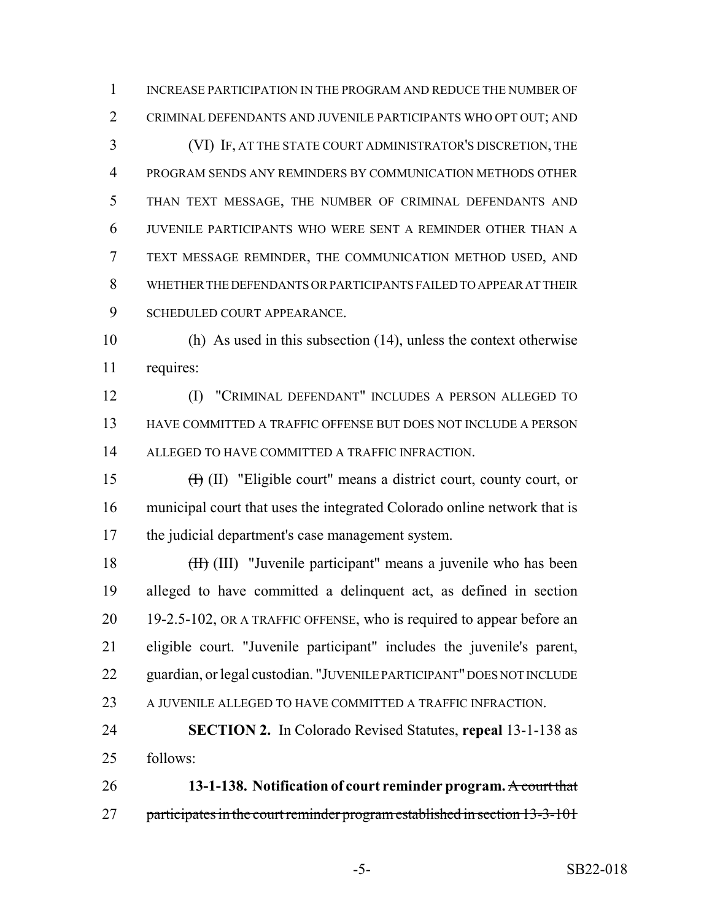INCREASE PARTICIPATION IN THE PROGRAM AND REDUCE THE NUMBER OF CRIMINAL DEFENDANTS AND JUVENILE PARTICIPANTS WHO OPT OUT; AND

(VI) IF, AT THE STATE COURT ADMINISTRATOR'S DISCRETION, THE PROGRAM SENDS ANY REMINDERS BY COMMUNICATION METHODS OTHER THAN TEXT MESSAGE, THE NUMBER OF CRIMINAL DEFENDANTS AND JUVENILE PARTICIPANTS WHO WERE SENT A REMINDER OTHER THAN A TEXT MESSAGE REMINDER, THE COMMUNICATION METHOD USED, AND WHETHER THE DEFENDANTS OR PARTICIPANTS FAILED TO APPEAR AT THEIR SCHEDULED COURT APPEARANCE.

(h) As used in this subsection (14), unless the context otherwise requires:

(I) "CRIMINAL DEFENDANT" INCLUDES A PERSON ALLEGED TO HAVE COMMITTED A TRAFFIC OFFENSE BUT DOES NOT INCLUDE A PERSON ALLEGED TO HAVE COMMITTED A TRAFFIC INFRACTION.

~~(I)~~ (II) "Eligible court" means a district court, county court, or municipal court that uses the integrated Colorado online network that is the judicial department's case management system.

~~(II)~~ (III) "Juvenile participant" means a juvenile who has been alleged to have committed a delinquent act, as defined in section 19-2.5-102, OR A TRAFFIC OFFENSE, who is required to appear before an eligible court. "Juvenile participant" includes the juvenile's parent, guardian, or legal custodian. "JUVENILE PARTICIPANT" DOES NOT INCLUDE A JUVENILE ALLEGED TO HAVE COMMITTED A TRAFFIC INFRACTION.

**SECTION 2.** In Colorado Revised Statutes, **repeal** 13-1-138 as follows:

**13-1-138. Notification of court reminder program.** ~~A court that participates in the court reminder program established in section 13-3-101~~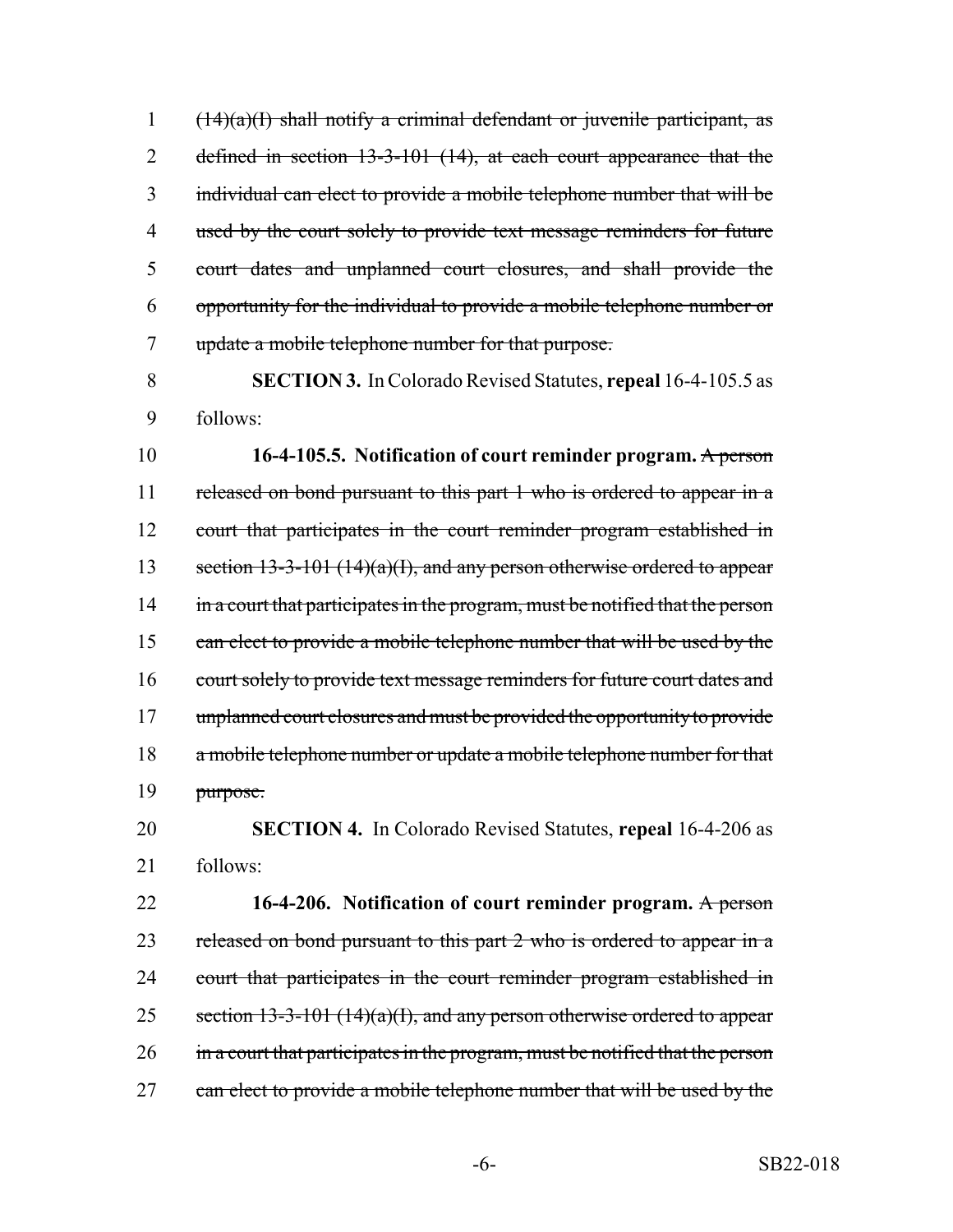(14)(a)(I) shall notify a criminal defendant or juvenile participant, as defined in section 13-3-101 (14), at each court appearance that the individual can elect to provide a mobile telephone number that will be used by the court solely to provide text message reminders for future court dates and unplanned court closures, and shall provide the opportunity for the individual to provide a mobile telephone number or update a mobile telephone number for that purpose.

**SECTION 3.** In Colorado Revised Statutes, **repeal** 16-4-105.5 as follows:

**16-4-105.5. Notification of court reminder program.** A person released on bond pursuant to this part 1 who is ordered to appear in a court that participates in the court reminder program established in section 13-3-101 (14)(a)(I), and any person otherwise ordered to appear in a court that participates in the program, must be notified that the person can elect to provide a mobile telephone number that will be used by the court solely to provide text message reminders for future court dates and unplanned court closures and must be provided the opportunity to provide a mobile telephone number or update a mobile telephone number for that purpose.

**SECTION 4.** In Colorado Revised Statutes, **repeal** 16-4-206 as follows:

**16-4-206. Notification of court reminder program.** A person released on bond pursuant to this part 2 who is ordered to appear in a court that participates in the court reminder program established in section 13-3-101 (14)(a)(I), and any person otherwise ordered to appear in a court that participates in the program, must be notified that the person can elect to provide a mobile telephone number that will be used by the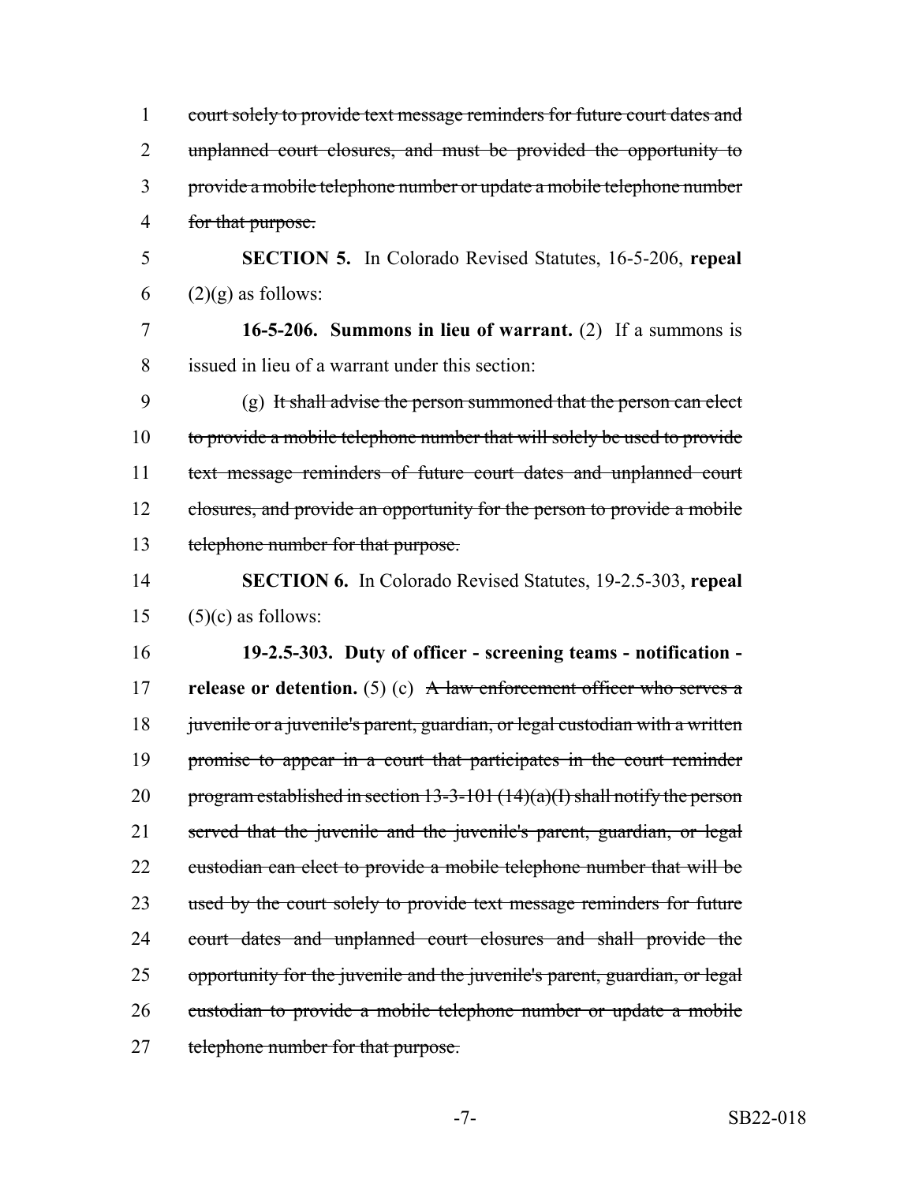~~court solely to provide text message reminders for future court dates and unplanned court closures, and must be provided the opportunity to provide a mobile telephone number or update a mobile telephone number for that purpose.~~

**SECTION 5.** In Colorado Revised Statutes, 16-5-206, **repeal** (2)(g) as follows:

**16-5-206. Summons in lieu of warrant.** (2) If a summons is issued in lieu of a warrant under this section:

(g) ~~It shall advise the person summoned that the person can elect to provide a mobile telephone number that will solely be used to provide text message reminders of future court dates and unplanned court closures, and provide an opportunity for the person to provide a mobile telephone number for that purpose.~~

**SECTION 6.** In Colorado Revised Statutes, 19-2.5-303, **repeal** (5)(c) as follows:

**19-2.5-303. Duty of officer - screening teams - notification - release or detention.** (5) (c) ~~A law enforcement officer who serves a juvenile or a juvenile's parent, guardian, or legal custodian with a written promise to appear in a court that participates in the court reminder program established in section 13-3-101 (14)(a)(I) shall notify the person served that the juvenile and the juvenile's parent, guardian, or legal custodian can elect to provide a mobile telephone number that will be used by the court solely to provide text message reminders for future court dates and unplanned court closures and shall provide the opportunity for the juvenile and the juvenile's parent, guardian, or legal custodian to provide a mobile telephone number or update a mobile telephone number for that purpose.~~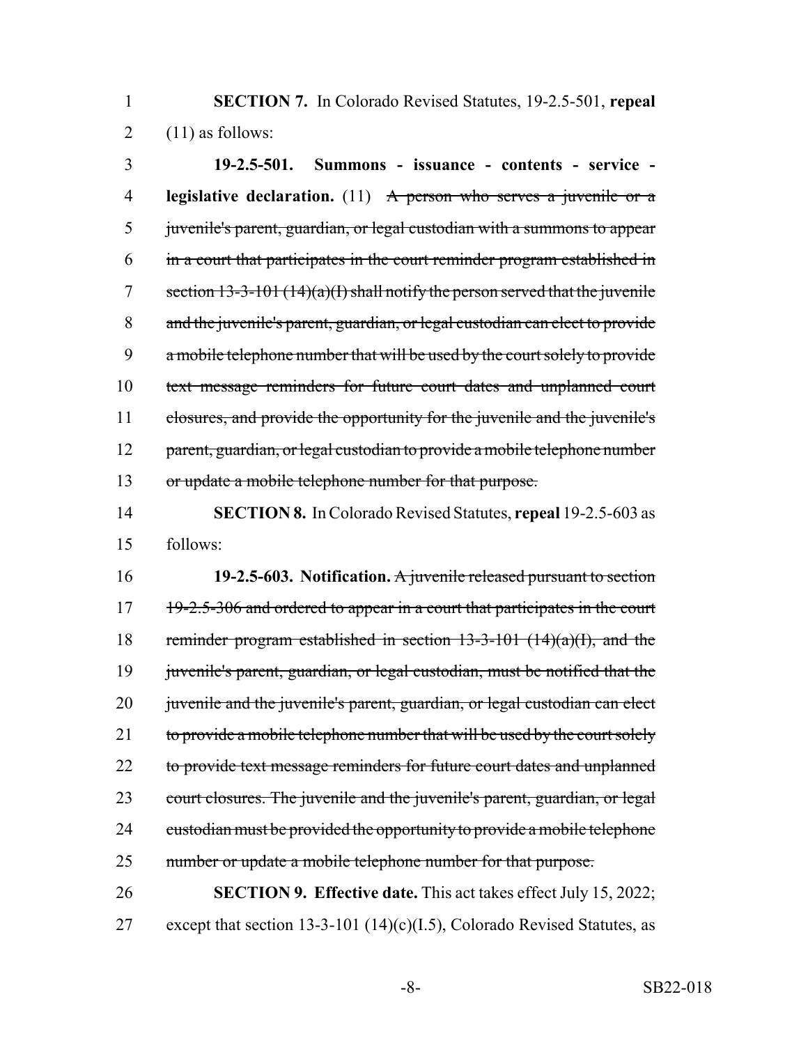**SECTION 7.** In Colorado Revised Statutes, 19-2.5-501, **repeal** (11) as follows:

**19-2.5-501. Summons - issuance - contents - service - legislative declaration.** (11) ~~A person who serves a juvenile or a juvenile's parent, guardian, or legal custodian with a summons to appear in a court that participates in the court reminder program established in section 13-3-101 (14)(a)(I) shall notify the person served that the juvenile and the juvenile's parent, guardian, or legal custodian can elect to provide a mobile telephone number that will be used by the court solely to provide text message reminders for future court dates and unplanned court closures, and provide the opportunity for the juvenile and the juvenile's parent, guardian, or legal custodian to provide a mobile telephone number or update a mobile telephone number for that purpose.~~

**SECTION 8.** In Colorado Revised Statutes, **repeal** 19-2.5-603 as follows:

**19-2.5-603. Notification.** ~~A juvenile released pursuant to section 19-2.5-306 and ordered to appear in a court that participates in the court reminder program established in section 13-3-101 (14)(a)(I), and the juvenile's parent, guardian, or legal custodian, must be notified that the juvenile and the juvenile's parent, guardian, or legal custodian can elect to provide a mobile telephone number that will be used by the court solely to provide text message reminders for future court dates and unplanned court closures. The juvenile and the juvenile's parent, guardian, or legal custodian must be provided the opportunity to provide a mobile telephone number or update a mobile telephone number for that purpose.~~

**SECTION 9. Effective date.** This act takes effect July 15, 2022; except that section 13-3-101 (14)(c)(I.5), Colorado Revised Statutes, as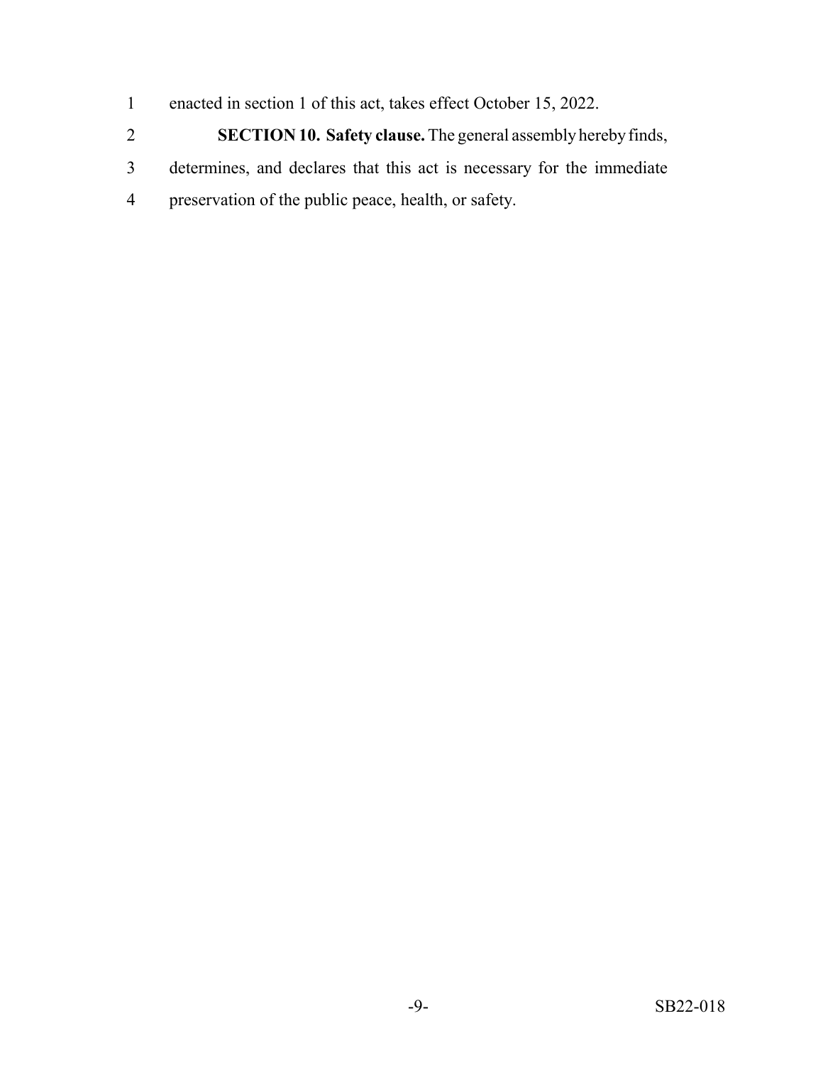enacted in section 1 of this act, takes effect October 15, 2022.

**SECTION 10. Safety clause.** The general assembly hereby finds, determines, and declares that this act is necessary for the immediate preservation of the public peace, health, or safety.